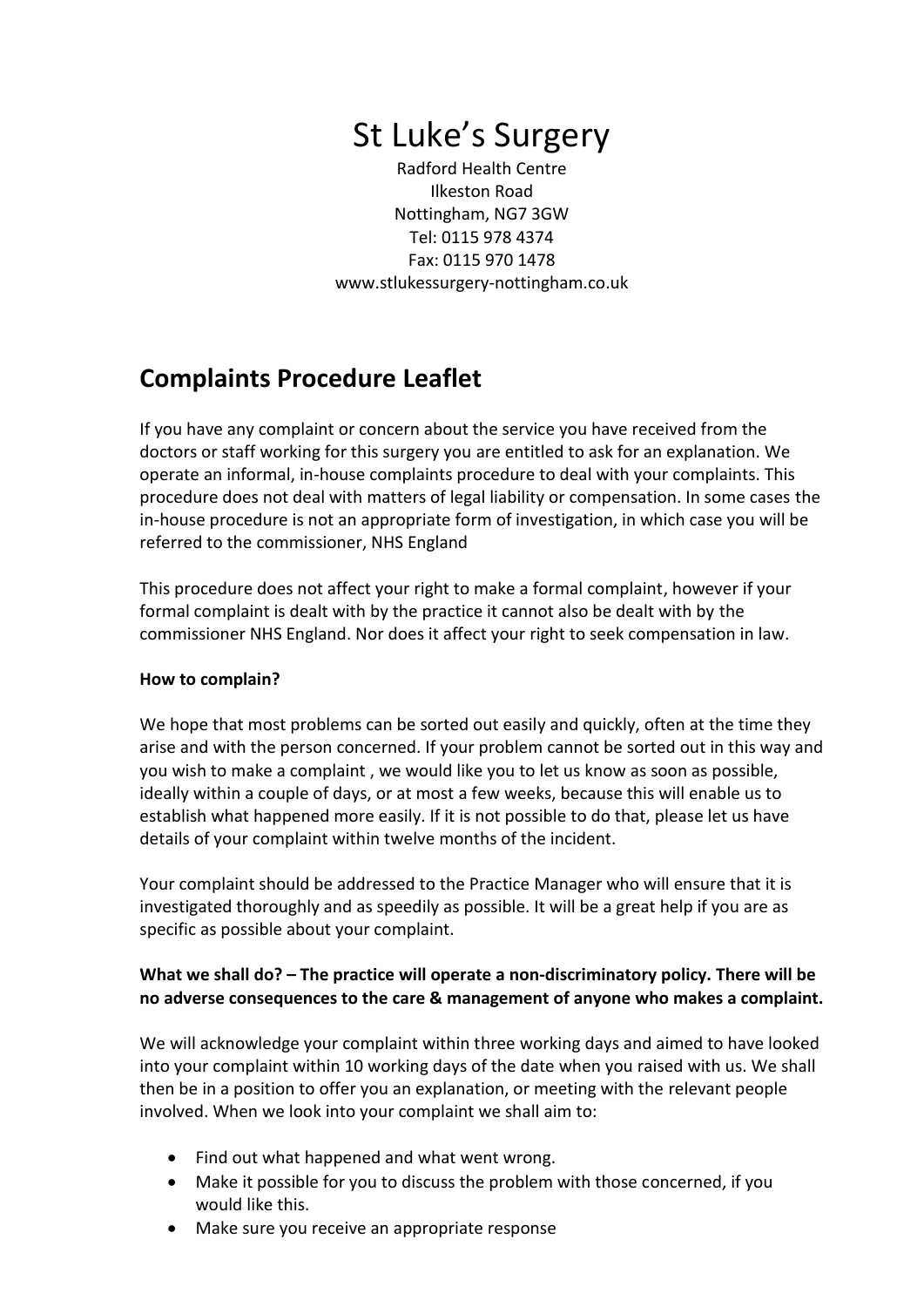# St Luke's Surgery

Radford Health Centre
Ilkeston Road
Nottingham, NG7 3GW
Tel: 0115 978 4374
Fax: 0115 970 1478
www.stlukessurgery-nottingham.co.uk

## Complaints Procedure Leaflet

If you have any complaint or concern about the service you have received from the doctors or staff working for this surgery you are entitled to ask for an explanation. We operate an informal, in-house complaints procedure to deal with your complaints. This procedure does not deal with matters of legal liability or compensation. In some cases the in-house procedure is not an appropriate form of investigation, in which case you will be referred to the commissioner, NHS England

This procedure does not affect your right to make a formal complaint, however if your formal complaint is dealt with by the practice it cannot also be dealt with by the commissioner NHS England. Nor does it affect your right to seek compensation in law.

**How to complain?**

We hope that most problems can be sorted out easily and quickly, often at the time they arise and with the person concerned. If your problem cannot be sorted out in this way and you wish to make a complaint , we would like you to let us know as soon as possible, ideally within a couple of days, or at most a few weeks, because this will enable us to establish what happened more easily. If it is not possible to do that, please let us have details of your complaint within twelve months of the incident.

Your complaint should be addressed to the Practice Manager who will ensure that it is investigated thoroughly and as speedily as possible. It will be a great help if you are as specific as possible about your complaint.

**What we shall do? – The practice will operate a non-discriminatory policy. There will be no adverse consequences to the care & management of anyone who makes a complaint.**

We will acknowledge your complaint within three working days and aimed to have looked into your complaint within 10 working days of the date when you raised with us. We shall then be in a position to offer you an explanation, or meeting with the relevant people involved. When we look into your complaint we shall aim to:

- Find out what happened and what went wrong.
- Make it possible for you to discuss the problem with those concerned, if you would like this.
- Make sure you receive an appropriate response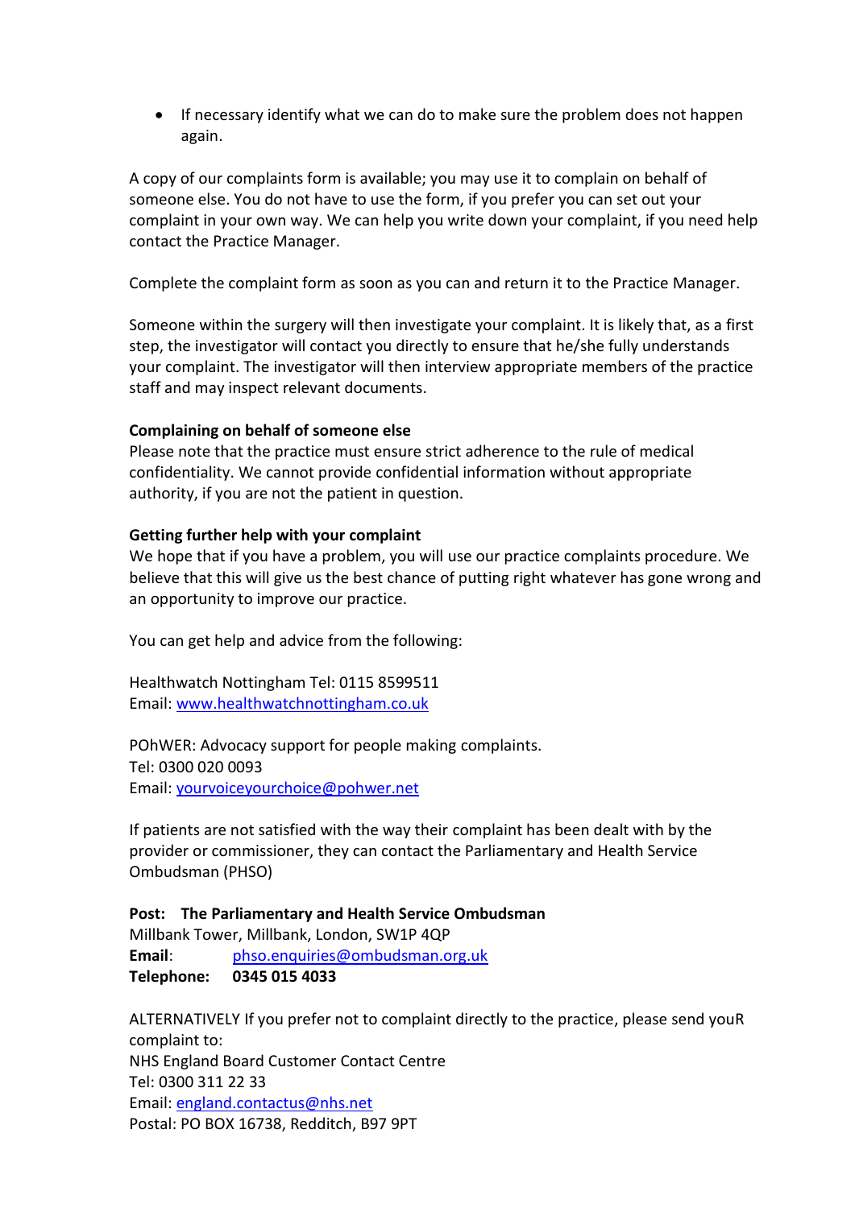- If necessary identify what we can do to make sure the problem does not happen again.

A copy of our complaints form is available; you may use it to complain on behalf of someone else. You do not have to use the form, if you prefer you can set out your complaint in your own way. We can help you write down your complaint, if you need help contact the Practice Manager.

Complete the complaint form as soon as you can and return it to the Practice Manager.

Someone within the surgery will then investigate your complaint. It is likely that, as a first step, the investigator will contact you directly to ensure that he/she fully understands your complaint. The investigator will then interview appropriate members of the practice staff and may inspect relevant documents.

**Complaining on behalf of someone else**
Please note that the practice must ensure strict adherence to the rule of medical confidentiality. We cannot provide confidential information without appropriate authority, if you are not the patient in question.

**Getting further help with your complaint**
We hope that if you have a problem, you will use our practice complaints procedure. We believe that this will give us the best chance of putting right whatever has gone wrong and an opportunity to improve our practice.

You can get help and advice from the following:

Healthwatch Nottingham Tel: 0115 8599511
Email: www.healthwatchnottingham.co.uk

POhWER: Advocacy support for people making complaints.
Tel: 0300 020 0093
Email: yourvoiceyourchoice@pohwer.net

If patients are not satisfied with the way their complaint has been dealt with by the provider or commissioner, they can contact the Parliamentary and Health Service Ombudsman (PHSO)

**Post: The Parliamentary and Health Service Ombudsman**
Millbank Tower, Millbank, London, SW1P 4QP
**Email**: phso.enquiries@ombudsman.org.uk
**Telephone: 0345 015 4033**

ALTERNATIVELY If you prefer not to complaint directly to the practice, please send youR complaint to:
NHS England Board Customer Contact Centre
Tel: 0300 311 22 33
Email: england.contactus@nhs.net
Postal: PO BOX 16738, Redditch, B97 9PT